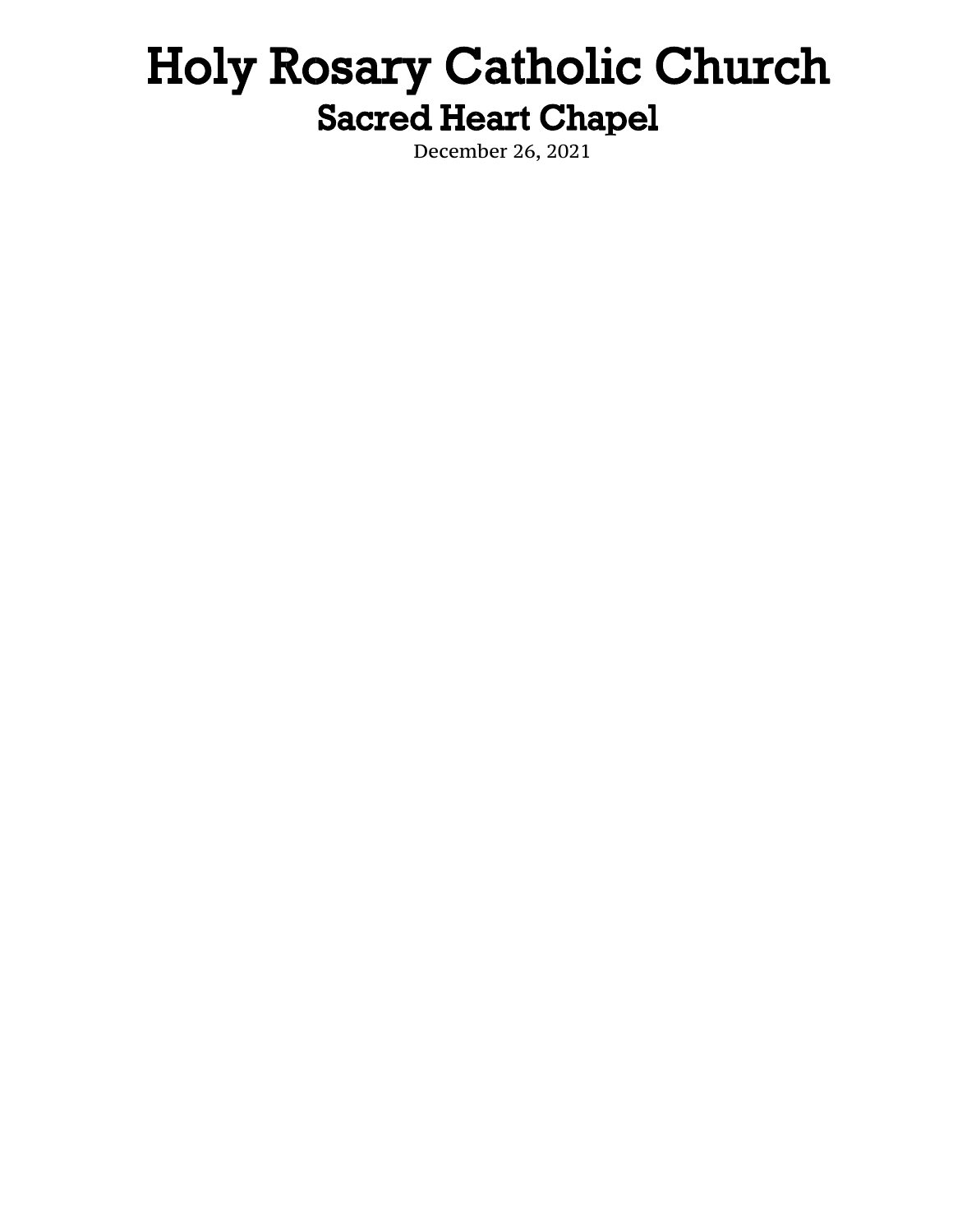# Holy Rosary Catholic Church

## Sacred Heart Chapel

December 26, 2021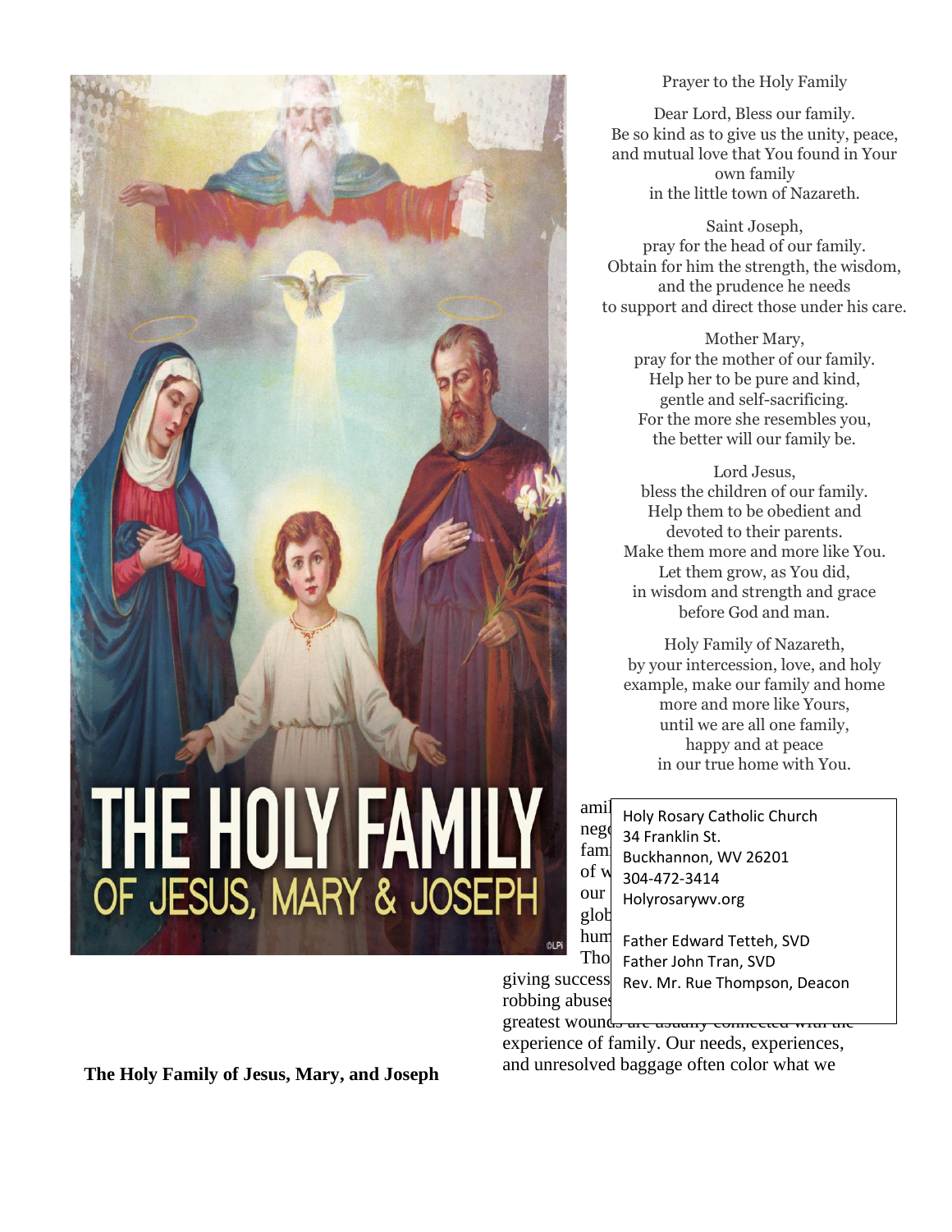### Prayer to the Holy Family

Dear Lord, Bless our family.
Be so kind as to give us the unity, peace,
and mutual love that You found in Your
own family
in the little town of Nazareth.

Saint Joseph,
pray for the head of our family.
Obtain for him the strength, the wisdom,
and the prudence he needs
to support and direct those under his care.

Mother Mary,
pray for the mother of our family.
Help her to be pure and kind,
gentle and self-sacrificing.
For the more she resembles you,
the better will our family be.

Lord Jesus,
bless the children of our family.
Help them to be obedient and
devoted to their parents.
Make them more and more like You.
Let them grow, as You did,
in wisdom and strength and grace
before God and man.

Holy Family of Nazareth,
by your intercession, love, and holy
example, make our family and home
more and more like Yours,
until we are all one family,
happy and at peace
in our true home with You.

Holy Rosary Catholic Church
34 Franklin St.
Buckhannon, WV 26201
304-472-3414
Holyrosarywv.org

Father Edward Tetteh, SVD
Father John Tran, SVD
Rev. Mr. Rue Thompson, Deacon

**The Holy Family of Jesus, Mary, and Joseph**

ami… neg… fam… of w… our … glob… hum… Tho… giving success… robbing abuses… greatest wounds are usually connected with the experience of family. Our needs, experiences, and unresolved baggage often color what we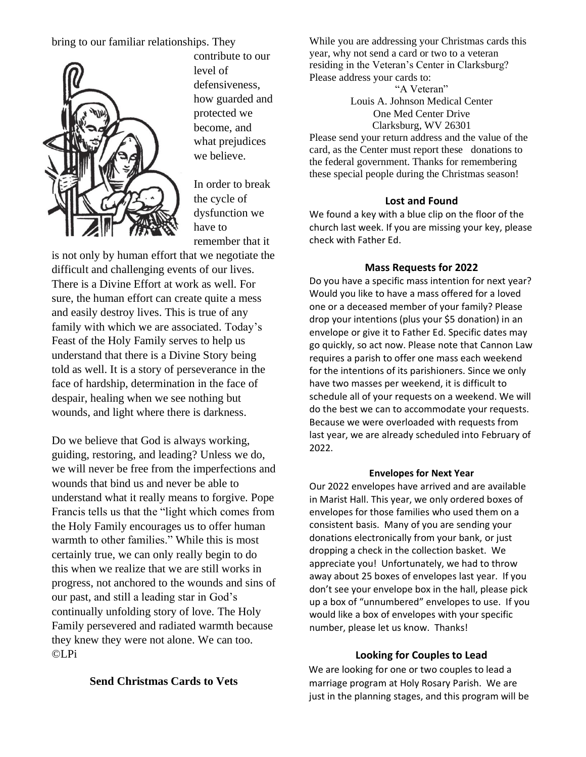bring to our familiar relationships. They contribute to our level of defensiveness, how guarded and protected we become, and what prejudices we believe.

In order to break the cycle of dysfunction we have to remember that it is not only by human effort that we negotiate the difficult and challenging events of our lives. There is a Divine Effort at work as well. For sure, the human effort can create quite a mess and easily destroy lives. This is true of any family with which we are associated. Today's Feast of the Holy Family serves to help us understand that there is a Divine Story being told as well. It is a story of perseverance in the face of hardship, determination in the face of despair, healing when we see nothing but wounds, and light where there is darkness.

Do we believe that God is always working, guiding, restoring, and leading? Unless we do, we will never be free from the imperfections and wounds that bind us and never be able to understand what it really means to forgive. Pope Francis tells us that the "light which comes from the Holy Family encourages us to offer human warmth to other families." While this is most certainly true, we can only really begin to do this when we realize that we are still works in progress, not anchored to the wounds and sins of our past, and still a leading star in God's continually unfolding story of love. The Holy Family persevered and radiated warmth because they knew they were not alone. We can too. ©LPi

### Send Christmas Cards to Vets

While you are addressing your Christmas cards this year, why not send a card or two to a veteran residing in the Veteran's Center in Clarksburg? Please address your cards to:

"A Veteran"
Louis A. Johnson Medical Center
One Med Center Drive
Clarksburg, WV 26301

Please send your return address and the value of the card, as the Center must report these donations to the federal government. Thanks for remembering these special people during the Christmas season!

### Lost and Found

We found a key with a blue clip on the floor of the church last week. If you are missing your key, please check with Father Ed.

### Mass Requests for 2022

Do you have a specific mass intention for next year? Would you like to have a mass offered for a loved one or a deceased member of your family? Please drop your intentions (plus your $5 donation) in an envelope or give it to Father Ed. Specific dates may go quickly, so act now. Please note that Cannon Law requires a parish to offer one mass each weekend for the intentions of its parishioners. Since we only have two masses per weekend, it is difficult to schedule all of your requests on a weekend. We will do the best we can to accommodate your requests. Because we were overloaded with requests from last year, we are already scheduled into February of 2022.

### Envelopes for Next Year

Our 2022 envelopes have arrived and are available in Marist Hall. This year, we only ordered boxes of envelopes for those families who used them on a consistent basis. Many of you are sending your donations electronically from your bank, or just dropping a check in the collection basket. We appreciate you! Unfortunately, we had to throw away about 25 boxes of envelopes last year. If you don't see your envelope box in the hall, please pick up a box of "unnumbered" envelopes to use. If you would like a box of envelopes with your specific number, please let us know. Thanks!

### Looking for Couples to Lead

We are looking for one or two couples to lead a marriage program at Holy Rosary Parish. We are just in the planning stages, and this program will be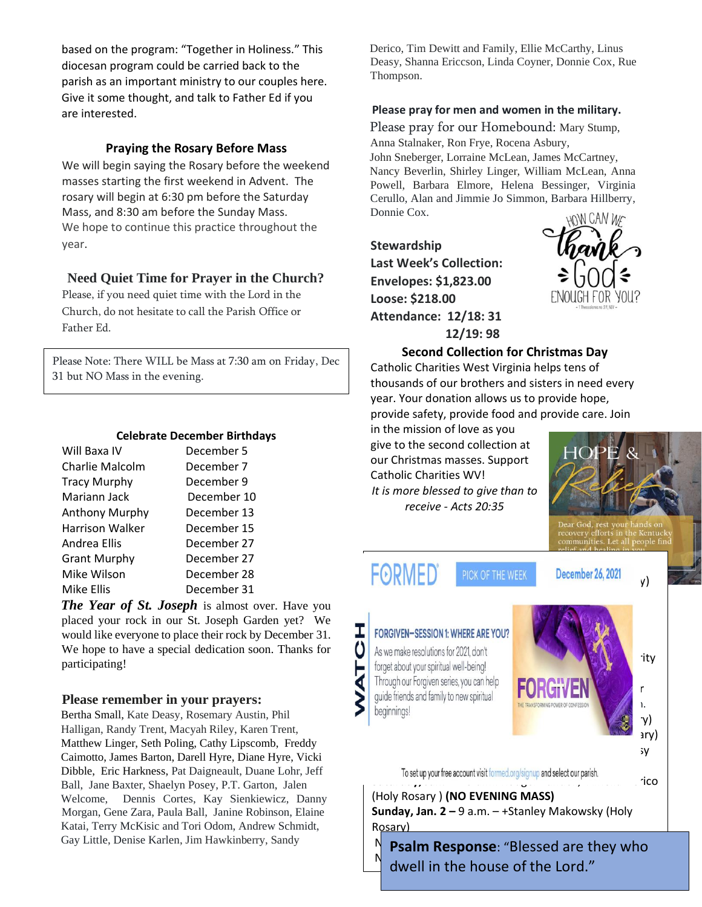based on the program: "Together in Holiness." This diocesan program could be carried back to the parish as an important ministry to our couples here. Give it some thought, and talk to Father Ed if you are interested.

### Praying the Rosary Before Mass

We will begin saying the Rosary before the weekend masses starting the first weekend in Advent. The rosary will begin at 6:30 pm before the Saturday Mass, and 8:30 am before the Sunday Mass. We hope to continue this practice throughout the year.

### Need Quiet Time for Prayer in the Church?

Please, if you need quiet time with the Lord in the Church, do not hesitate to call the Parish Office or Father Ed.

Please Note: There WILL be Mass at 7:30 am on Friday, Dec 31 but NO Mass in the evening.

### Celebrate December Birthdays

| | |
|---|---|
| Will Baxa IV | December 5 |
| Charlie Malcolm | December 7 |
| Tracy Murphy | December 9 |
| Mariann Jack | December 10 |
| Anthony Murphy | December 13 |
| Harrison Walker | December 15 |
| Andrea Ellis | December 27 |
| Grant Murphy | December 27 |
| Mike Wilson | December 28 |
| Mike Ellis | December 31 |

***The Year of St. Joseph*** is almost over. Have you placed your rock in our St. Joseph Garden yet? We would like everyone to place their rock by December 31. We hope to have a special dedication soon. Thanks for participating!

### Please remember in your prayers:

Bertha Small, Kate Deasy, Rosemary Austin, Phil Halligan, Randy Trent, Macyah Riley, Karen Trent, Matthew Linger, Seth Poling, Cathy Lipscomb, Freddy Caimotto, James Barton, Darell Hyre, Diane Hyre, Vicki Dibble, Eric Harkness, Pat Daigneault, Duane Lohr, Jeff Ball, Jane Baxter, Shaelyn Posey, P.T. Garton, Jalen Welcome, Dennis Cortes, Kay Sienkiewicz, Danny Morgan, Gene Zara, Paula Ball, Janine Robinson, Elaine Katai, Terry McKisic and Tori Odom, Andrew Schmidt, Gay Little, Denise Karlen, Jim Hawkinberry, Sandy Derico, Tim Dewitt and Family, Ellie McCarthy, Linus Deasy, Shanna Ericcson, Linda Coyner, Donnie Cox, Rue Thompson.

**Please pray for men and women in the military.**

Please pray for our Homebound: Mary Stump, Anna Stalnaker, Ron Frye, Rocena Asbury, John Sneberger, Lorraine McLean, James McCartney, Nancy Beverlin, Shirley Linger, William McLean, Anna Powell, Barbara Elmore, Helena Bessinger, Virginia Cerullo, Alan and Jimmie Jo Simmon, Barbara Hillberry, Donnie Cox.

**Stewardship**
**Last Week's Collection:**
**Envelopes: $1,823.00**
**Loose: $218.00**
**Attendance: 12/18: 31**
**12/19: 98**

HOW CAN WE thank God ENOUGH FOR YOU?

### Second Collection for Christmas Day

Catholic Charities West Virginia helps tens of thousands of our brothers and sisters in need every year. Your donation allows us to provide hope, provide safety, provide food and provide care. Join in the mission of love as you give to the second collection at our Christmas masses. Support Catholic Charities WV!

*It is more blessed to give than to receive - Acts 20:35*

FORMED PICK OF THE WEEK December 26, 2021

WATCH

**FORGIVEN–SESSION 1: WHERE ARE YOU?**

As we make resolutions for 2021, don't forget about your spiritual well-being! Through our Forgiven series, you can help guide friends and family to new spiritual beginnings!

To set up your free account visit formed.org/signup and select our parish.

(Holy Rosary ) **(NO EVENING MASS)**

**Sunday, Jan. 2 –** 9 a.m. – +Stanley Makowsky (Holy Rosary)

**Psalm Response**: "Blessed are they who dwell in the house of the Lord."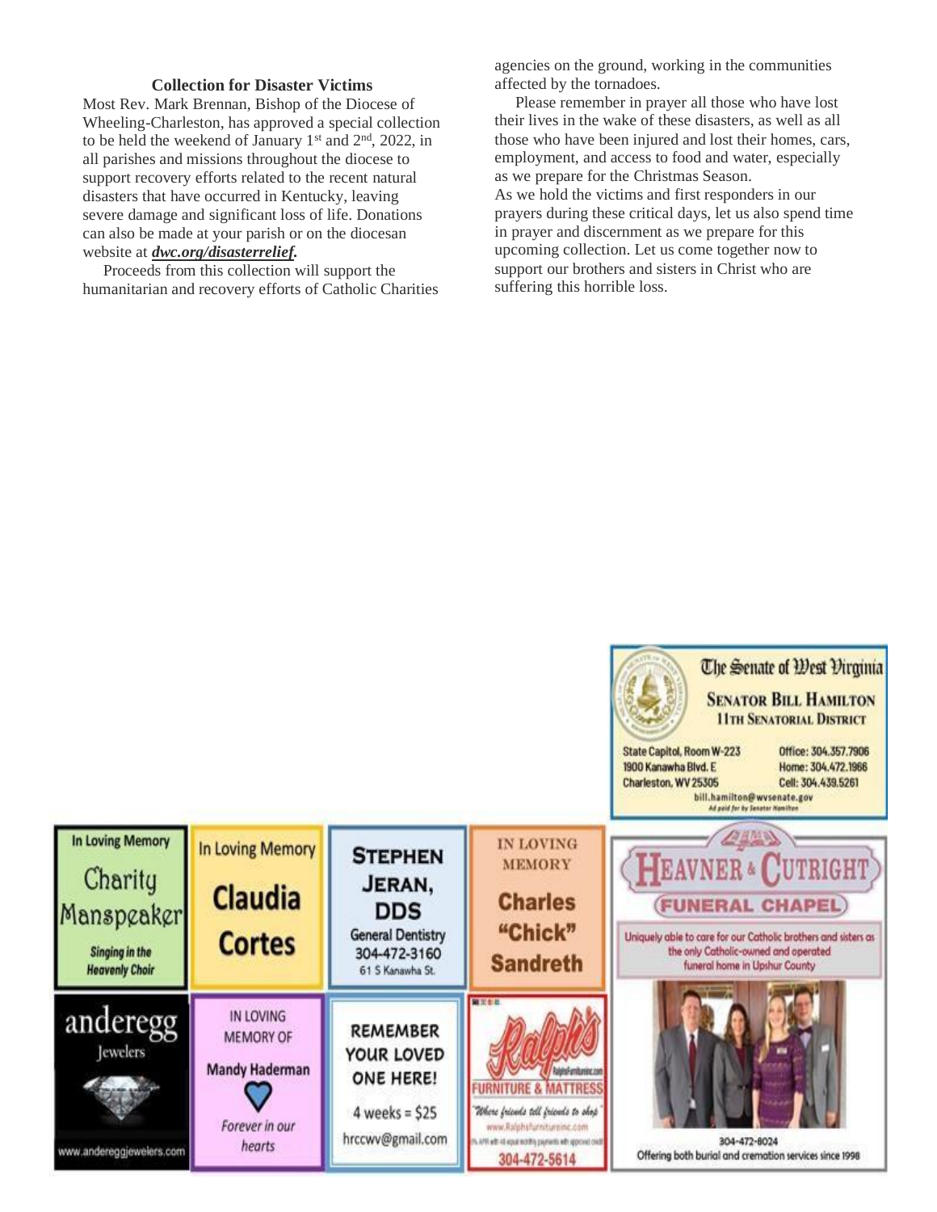### Collection for Disaster Victims

Most Rev. Mark Brennan, Bishop of the Diocese of Wheeling-Charleston, has approved a special collection to be held the weekend of January 1st and 2nd, 2022, in all parishes and missions throughout the diocese to support recovery efforts related to the recent natural disasters that have occurred in Kentucky, leaving severe damage and significant loss of life. Donations can also be made at your parish or on the diocesan website at ***dwc.org/disasterrelief.***

Proceeds from this collection will support the humanitarian and recovery efforts of Catholic Charities agencies on the ground, working in the communities affected by the tornadoes.

Please remember in prayer all those who have lost their lives in the wake of these disasters, as well as all those who have been injured and lost their homes, cars, employment, and access to food and water, especially as we prepare for the Christmas Season.

As we hold the victims and first responders in our prayers during these critical days, let us also spend time in prayer and discernment as we prepare for this upcoming collection. Let us come together now to support our brothers and sisters in Christ who are suffering this horrible loss.

The Senate of West Virginia
SENATOR BILL HAMILTON
11TH SENATORIAL DISTRICT
State Capitol, Room W-223
1900 Kanawha Blvd. E
Charleston, WV 25305
Office: 304.357.7906
Home: 304.472.1966
Cell: 304.439.5261
bill.hamilton@wvsenate.gov
Ad paid for by Senator Hamilton

In Loving Memory
Charity Manspeaker
Singing in the Heavenly Choir

In Loving Memory
Claudia Cortes

STEPHEN JERAN, DDS
General Dentistry
304-472-3160
61 S Kanawha St.

IN LOVING MEMORY
Charles "Chick" Sandreth

HEAVNER & CUTRIGHT
FUNERAL CHAPEL
Uniquely able to care for our Catholic brothers and sisters as the only Catholic-owned and operated funeral home in Upshur County
304-472-8024
Offering both burial and cremation services since 1998

anderegg Jewelers
www.andereggjewelers.com

IN LOVING MEMORY OF
Mandy Haderman
Forever in our hearts

REMEMBER YOUR LOVED ONE HERE!
4 weeks = $25
hrccwv@gmail.com

Ralph's
FURNITURE & MATTRESS
"Where friends tell friends to shop"
www.Ralphsfurnitureinc.com
304-472-5614